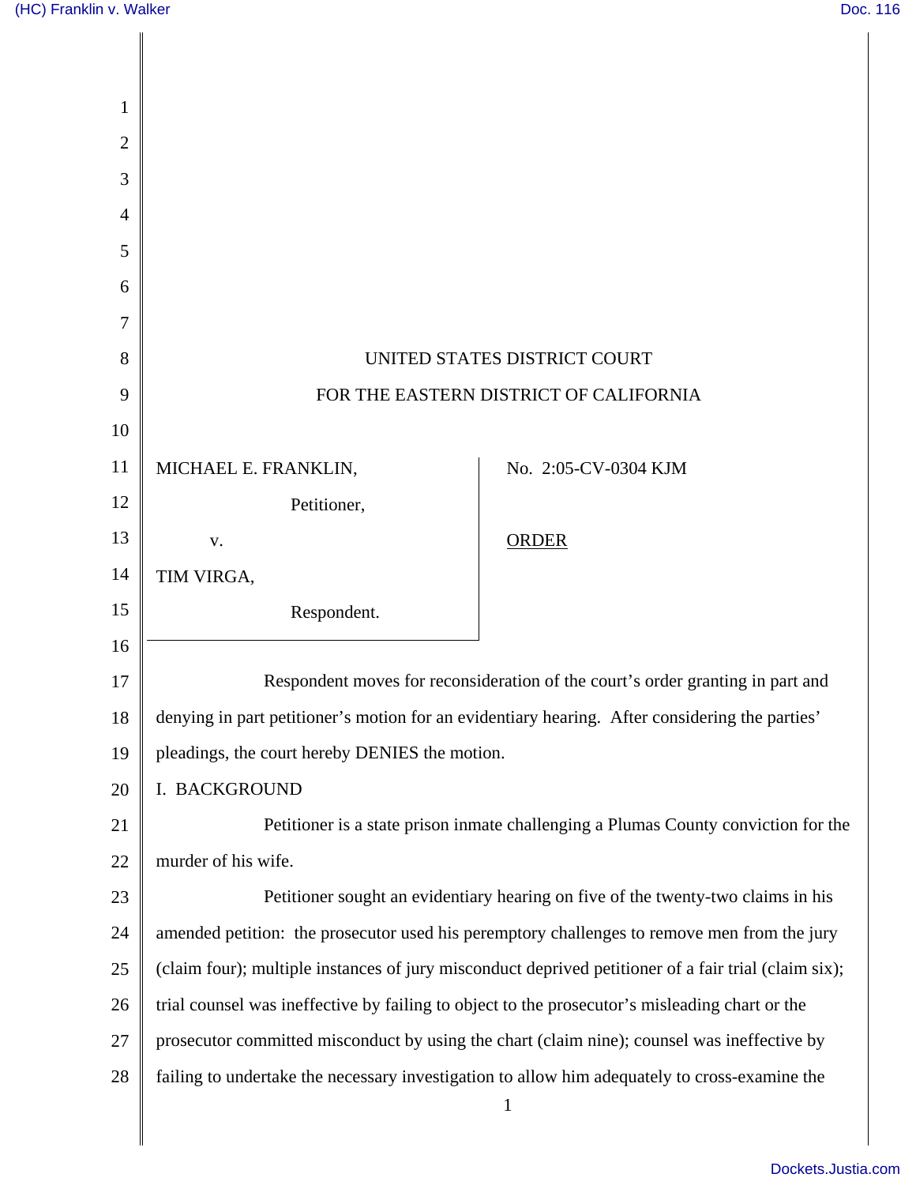UNITED STATES DISTRICT COURT

FOR THE EASTERN DISTRICT OF CALIFORNIA

| | |
|---|---|
| MICHAEL E. FRANKLIN,<br>Petitioner,<br>v.<br>TIM VIRGA,<br>Respondent. | No. 2:05-CV-0304 KJM<br><br><u>ORDER</u> |

Respondent moves for reconsideration of the court's order granting in part and denying in part petitioner's motion for an evidentiary hearing. After considering the parties' pleadings, the court hereby DENIES the motion.

I. BACKGROUND

Petitioner is a state prison inmate challenging a Plumas County conviction for the murder of his wife.

Petitioner sought an evidentiary hearing on five of the twenty-two claims in his amended petition: the prosecutor used his peremptory challenges to remove men from the jury (claim four); multiple instances of jury misconduct deprived petitioner of a fair trial (claim six); trial counsel was ineffective by failing to object to the prosecutor's misleading chart or the prosecutor committed misconduct by using the chart (claim nine); counsel was ineffective by failing to undertake the necessary investigation to allow him adequately to cross-examine the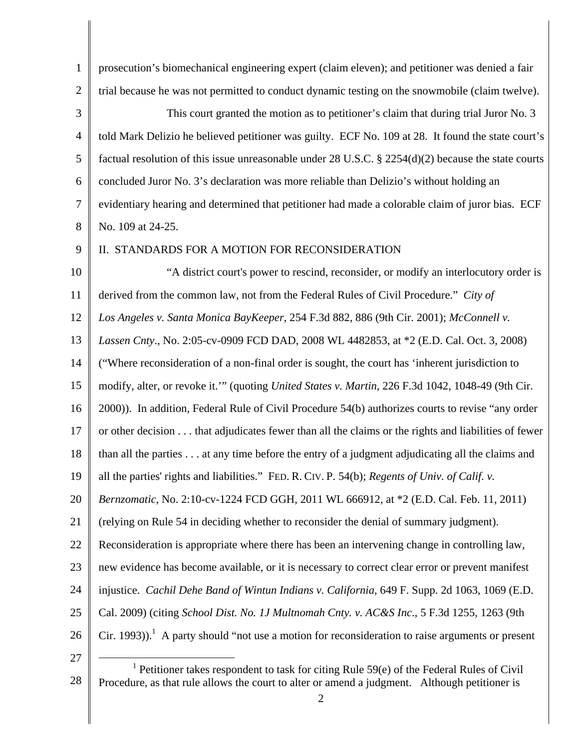prosecution's biomechanical engineering expert (claim eleven); and petitioner was denied a fair trial because he was not permitted to conduct dynamic testing on the snowmobile (claim twelve).

This court granted the motion as to petitioner's claim that during trial Juror No. 3 told Mark Delizio he believed petitioner was guilty. ECF No. 109 at 28. It found the state court's factual resolution of this issue unreasonable under 28 U.S.C. § 2254(d)(2) because the state courts concluded Juror No. 3's declaration was more reliable than Delizio's without holding an evidentiary hearing and determined that petitioner had made a colorable claim of juror bias. ECF No. 109 at 24-25.

## II. STANDARDS FOR A MOTION FOR RECONSIDERATION

"A district court's power to rescind, reconsider, or modify an interlocutory order is derived from the common law, not from the Federal Rules of Civil Procedure." *City of Los Angeles v. Santa Monica BayKeeper*, 254 F.3d 882, 886 (9th Cir. 2001); *McConnell v. Lassen Cnty.*, No. 2:05-cv-0909 FCD DAD, 2008 WL 4482853, at *2 (E.D. Cal. Oct. 3, 2008) ("Where reconsideration of a non-final order is sought, the court has 'inherent jurisdiction to modify, alter, or revoke it.'" (quoting *United States v. Martin*, 226 F.3d 1042, 1048-49 (9th Cir. 2000)). In addition, Federal Rule of Civil Procedure 54(b) authorizes courts to revise "any order or other decision . . . that adjudicates fewer than all the claims or the rights and liabilities of fewer than all the parties . . . at any time before the entry of a judgment adjudicating all the claims and all the parties' rights and liabilities." FED. R. CIV. P. 54(b); *Regents of Univ. of Calif. v. Bernzomatic*, No. 2:10-cv-1224 FCD GGH, 2011 WL 666912, at *2 (E.D. Cal. Feb. 11, 2011) (relying on Rule 54 in deciding whether to reconsider the denial of summary judgment). Reconsideration is appropriate where there has been an intervening change in controlling law, new evidence has become available, or it is necessary to correct clear error or prevent manifest injustice. *Cachil Dehe Band of Wintun Indians v. California*, 649 F. Supp. 2d 1063, 1069 (E.D. Cal. 2009) (citing *School Dist. No. 1J Multnomah Cnty. v. AC&S Inc.*, 5 F.3d 1255, 1263 (9th Cir. 1993)).[1] A party should "not use a motion for reconsideration to raise arguments or present

[1] Petitioner takes respondent to task for citing Rule 59(e) of the Federal Rules of Civil Procedure, as that rule allows the court to alter or amend a judgment. Although petitioner is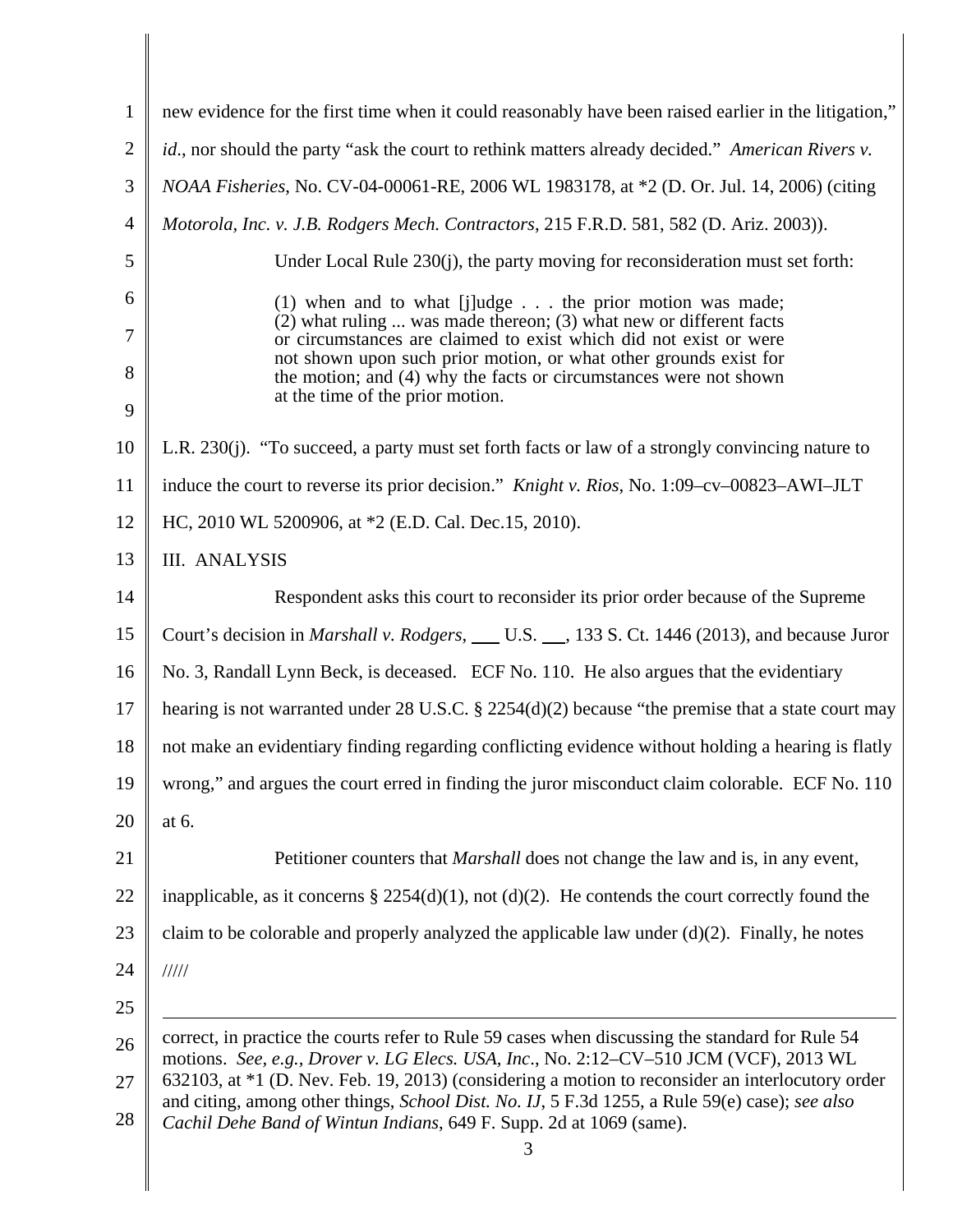new evidence for the first time when it could reasonably have been raised earlier in the litigation," *id*., nor should the party "ask the court to rethink matters already decided." *American Rivers v. NOAA Fisheries*, No. CV-04-00061-RE, 2006 WL 1983178, at *2 (D. Or. Jul. 14, 2006) (citing *Motorola, Inc. v. J.B. Rodgers Mech. Contractors*, 215 F.R.D. 581, 582 (D. Ariz. 2003)).

Under Local Rule 230(j), the party moving for reconsideration must set forth:

> (1) when and to what [j]udge . . . the prior motion was made; (2) what ruling ... was made thereon; (3) what new or different facts or circumstances are claimed to exist which did not exist or were not shown upon such prior motion, or what other grounds exist for the motion; and (4) why the facts or circumstances were not shown at the time of the prior motion.

L.R. 230(j). "To succeed, a party must set forth facts or law of a strongly convincing nature to induce the court to reverse its prior decision." *Knight v. Rios*, No. 1:09–cv–00823–AWI–JLT HC, 2010 WL 5200906, at *2 (E.D. Cal. Dec.15, 2010).

## III. ANALYSIS

Respondent asks this court to reconsider its prior order because of the Supreme Court's decision in *Marshall v. Rodgers*, ___ U.S. ___, 133 S. Ct. 1446 (2013), and because Juror No. 3, Randall Lynn Beck, is deceased. ECF No. 110. He also argues that the evidentiary hearing is not warranted under 28 U.S.C. § 2254(d)(2) because "the premise that a state court may not make an evidentiary finding regarding conflicting evidence without holding a hearing is flatly wrong," and argues the court erred in finding the juror misconduct claim colorable. ECF No. 110 at 6.

Petitioner counters that *Marshall* does not change the law and is, in any event, inapplicable, as it concerns § 2254(d)(1), not (d)(2). He contends the court correctly found the claim to be colorable and properly analyzed the applicable law under (d)(2). Finally, he notes

/////

---

correct, in practice the courts refer to Rule 59 cases when discussing the standard for Rule 54 motions. *See, e.g., Drover v. LG Elecs. USA, Inc*., No. 2:12–CV–510 JCM (VCF), 2013 WL 632103, at *1 (D. Nev. Feb. 19, 2013) (considering a motion to reconsider an interlocutory order and citing, among other things, *School Dist. No. IJ*, 5 F.3d 1255, a Rule 59(e) case); *see also Cachil Dehe Band of Wintun Indians*, 649 F. Supp. 2d at 1069 (same).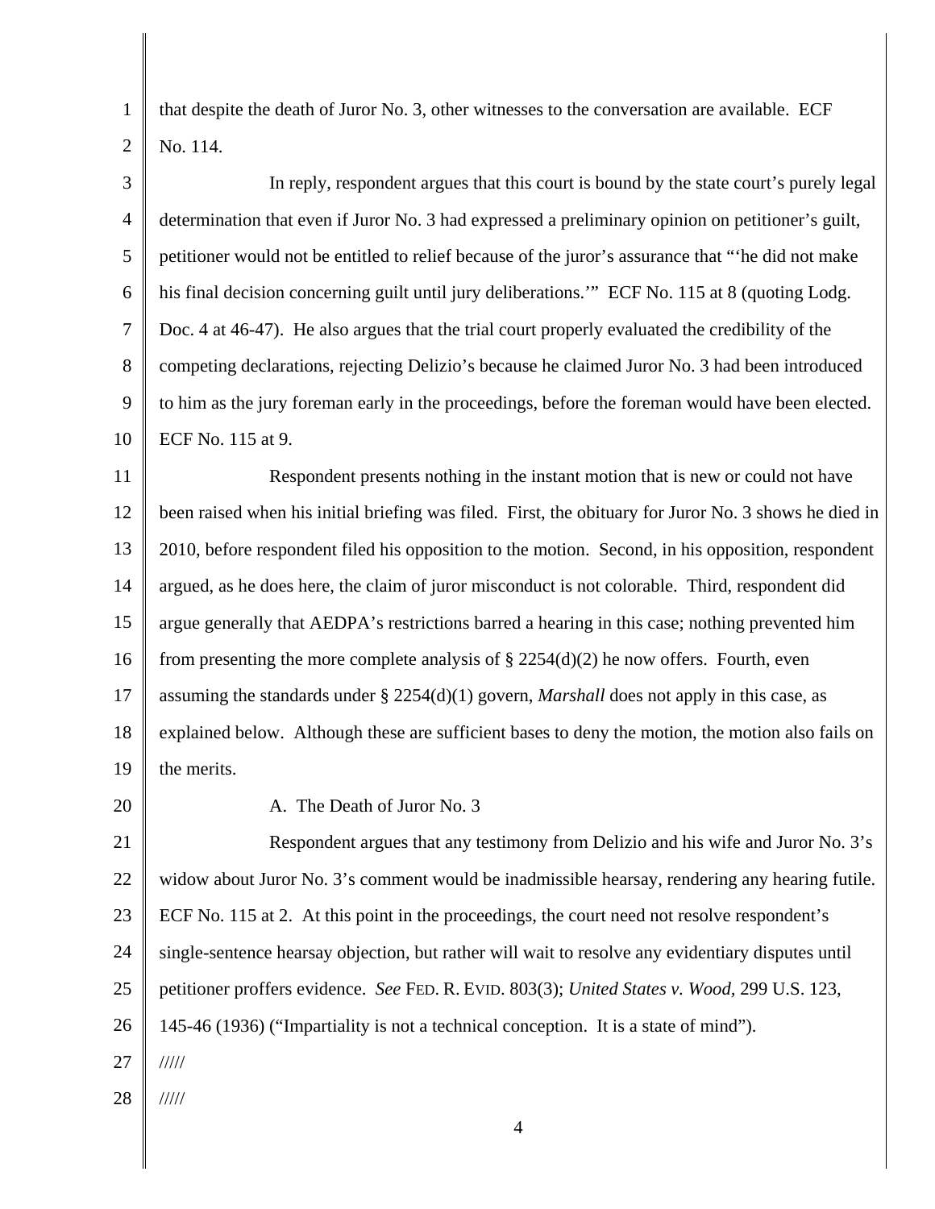that despite the death of Juror No. 3, other witnesses to the conversation are available. ECF No. 114.

In reply, respondent argues that this court is bound by the state court's purely legal determination that even if Juror No. 3 had expressed a preliminary opinion on petitioner's guilt, petitioner would not be entitled to relief because of the juror's assurance that "'he did not make his final decision concerning guilt until jury deliberations.'" ECF No. 115 at 8 (quoting Lodg. Doc. 4 at 46-47). He also argues that the trial court properly evaluated the credibility of the competing declarations, rejecting Delizio's because he claimed Juror No. 3 had been introduced to him as the jury foreman early in the proceedings, before the foreman would have been elected. ECF No. 115 at 9.

Respondent presents nothing in the instant motion that is new or could not have been raised when his initial briefing was filed. First, the obituary for Juror No. 3 shows he died in 2010, before respondent filed his opposition to the motion. Second, in his opposition, respondent argued, as he does here, the claim of juror misconduct is not colorable. Third, respondent did argue generally that AEDPA's restrictions barred a hearing in this case; nothing prevented him from presenting the more complete analysis of § 2254(d)(2) he now offers. Fourth, even assuming the standards under § 2254(d)(1) govern, *Marshall* does not apply in this case, as explained below. Although these are sufficient bases to deny the motion, the motion also fails on the merits.

A. The Death of Juror No. 3

Respondent argues that any testimony from Delizio and his wife and Juror No. 3's widow about Juror No. 3's comment would be inadmissible hearsay, rendering any hearing futile. ECF No. 115 at 2. At this point in the proceedings, the court need not resolve respondent's single-sentence hearsay objection, but rather will wait to resolve any evidentiary disputes until petitioner proffers evidence. *See* FED. R. EVID. 803(3); *United States v. Wood*, 299 U.S. 123, 145-46 (1936) ("Impartiality is not a technical conception. It is a state of mind").

/////

/////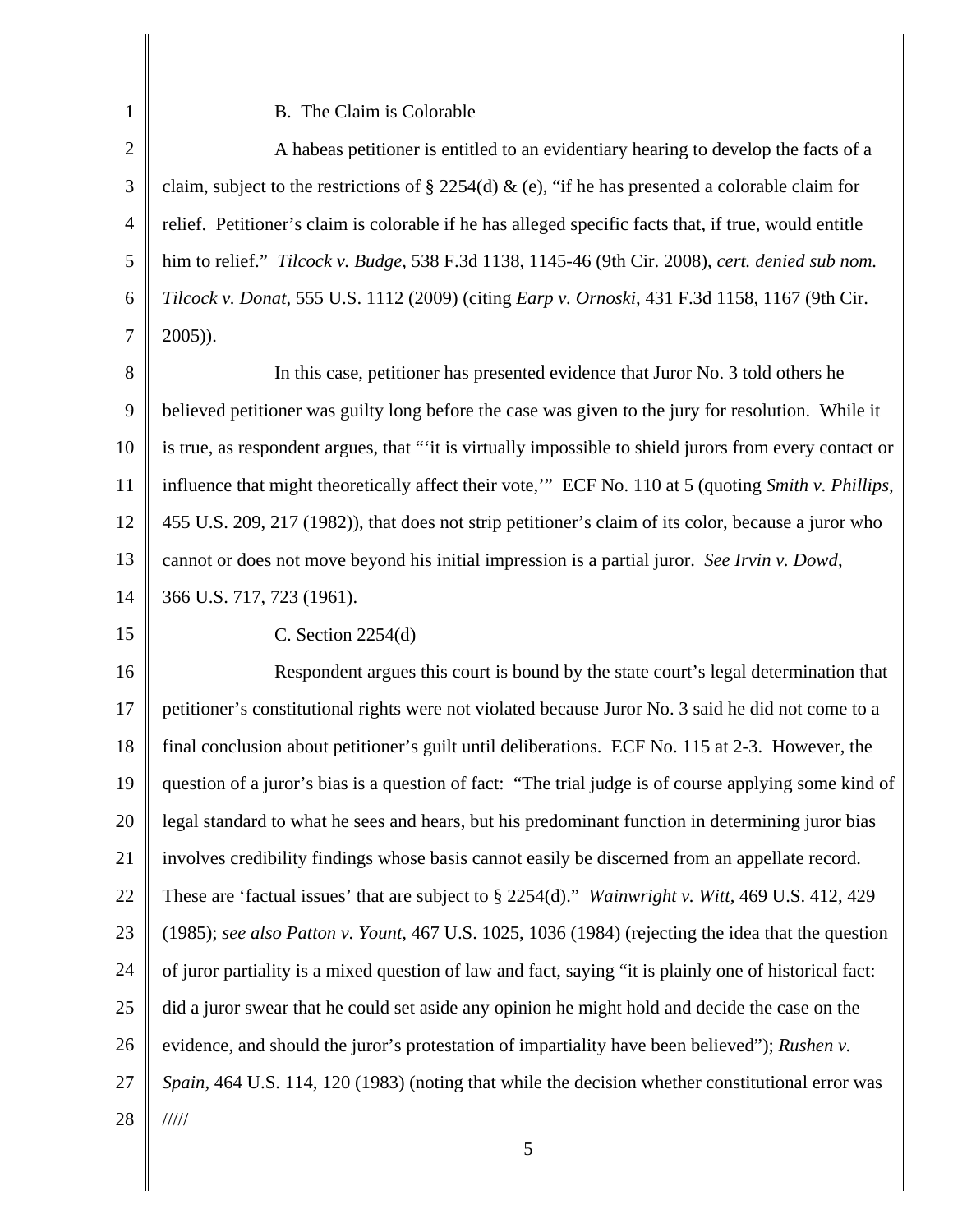B. The Claim is Colorable

A habeas petitioner is entitled to an evidentiary hearing to develop the facts of a claim, subject to the restrictions of § 2254(d) & (e), "if he has presented a colorable claim for relief. Petitioner's claim is colorable if he has alleged specific facts that, if true, would entitle him to relief." *Tilcock v. Budge*, 538 F.3d 1138, 1145-46 (9th Cir. 2008), *cert. denied sub nom. Tilcock v. Donat*, 555 U.S. 1112 (2009) (citing *Earp v. Ornoski*, 431 F.3d 1158, 1167 (9th Cir. 2005)).

In this case, petitioner has presented evidence that Juror No. 3 told others he believed petitioner was guilty long before the case was given to the jury for resolution. While it is true, as respondent argues, that "'it is virtually impossible to shield jurors from every contact or influence that might theoretically affect their vote,'" ECF No. 110 at 5 (quoting *Smith v. Phillips*, 455 U.S. 209, 217 (1982)), that does not strip petitioner's claim of its color, because a juror who cannot or does not move beyond his initial impression is a partial juror. *See Irvin v. Dowd*, 366 U.S. 717, 723 (1961).

C. Section 2254(d)

Respondent argues this court is bound by the state court's legal determination that petitioner's constitutional rights were not violated because Juror No. 3 said he did not come to a final conclusion about petitioner's guilt until deliberations. ECF No. 115 at 2-3. However, the question of a juror's bias is a question of fact: "The trial judge is of course applying some kind of legal standard to what he sees and hears, but his predominant function in determining juror bias involves credibility findings whose basis cannot easily be discerned from an appellate record. These are 'factual issues' that are subject to § 2254(d)." *Wainwright v. Witt*, 469 U.S. 412, 429 (1985); *see also Patton v. Yount*, 467 U.S. 1025, 1036 (1984) (rejecting the idea that the question of juror partiality is a mixed question of law and fact, saying "it is plainly one of historical fact: did a juror swear that he could set aside any opinion he might hold and decide the case on the evidence, and should the juror's protestation of impartiality have been believed"); *Rushen v. Spain*, 464 U.S. 114, 120 (1983) (noting that while the decision whether constitutional error was

/////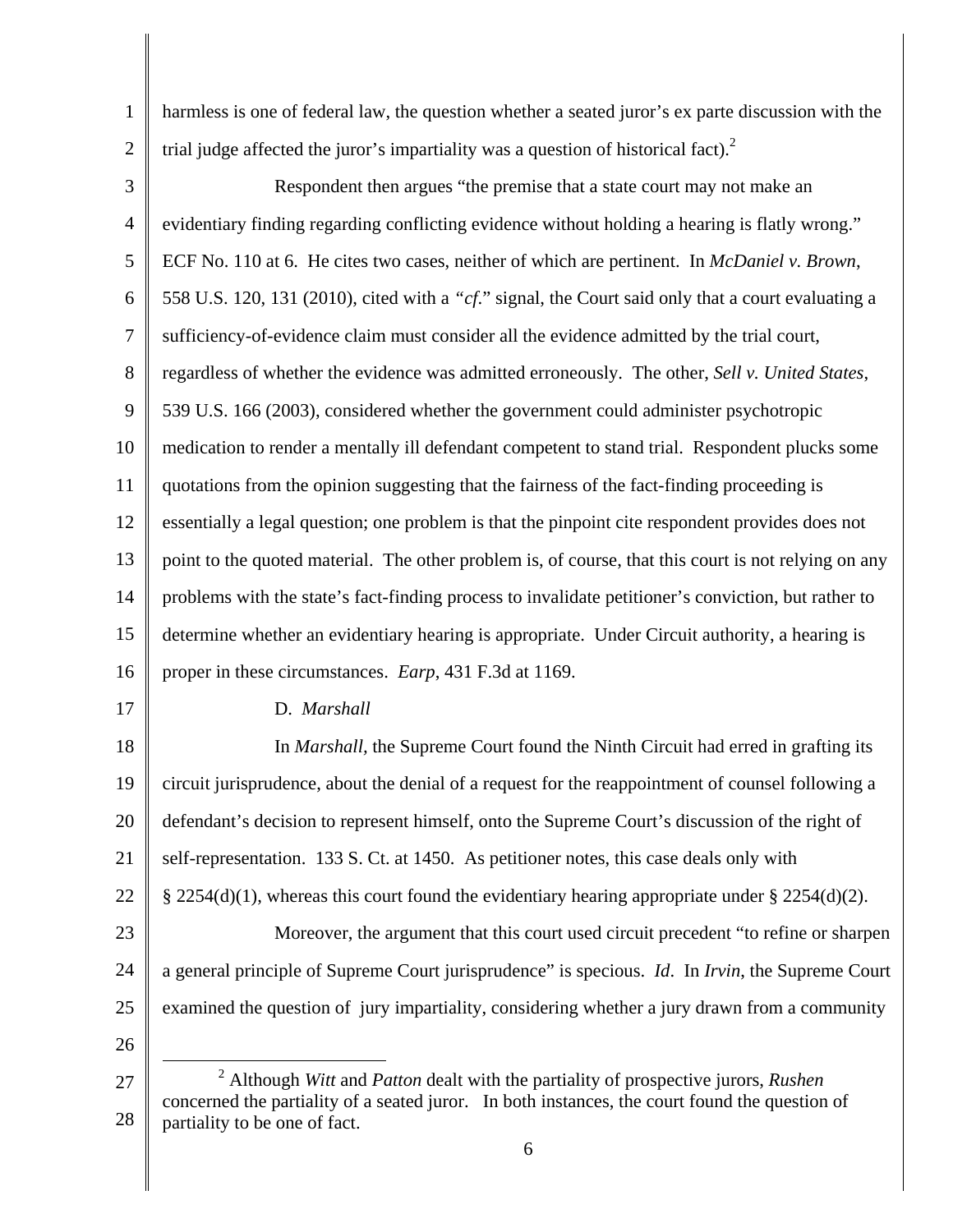harmless is one of federal law, the question whether a seated juror's ex parte discussion with the trial judge affected the juror's impartiality was a question of historical fact).[2]

Respondent then argues "the premise that a state court may not make an evidentiary finding regarding conflicting evidence without holding a hearing is flatly wrong." ECF No. 110 at 6. He cites two cases, neither of which are pertinent. In *McDaniel v. Brown*, 558 U.S. 120, 131 (2010), cited with a *"cf.*" signal, the Court said only that a court evaluating a sufficiency-of-evidence claim must consider all the evidence admitted by the trial court, regardless of whether the evidence was admitted erroneously. The other, *Sell v. United States*, 539 U.S. 166 (2003), considered whether the government could administer psychotropic medication to render a mentally ill defendant competent to stand trial. Respondent plucks some quotations from the opinion suggesting that the fairness of the fact-finding proceeding is essentially a legal question; one problem is that the pinpoint cite respondent provides does not point to the quoted material. The other problem is, of course, that this court is not relying on any problems with the state's fact-finding process to invalidate petitioner's conviction, but rather to determine whether an evidentiary hearing is appropriate. Under Circuit authority, a hearing is proper in these circumstances. *Earp*, 431 F.3d at 1169.

D. *Marshall*

In *Marshall*, the Supreme Court found the Ninth Circuit had erred in grafting its circuit jurisprudence, about the denial of a request for the reappointment of counsel following a defendant's decision to represent himself, onto the Supreme Court's discussion of the right of self-representation. 133 S. Ct. at 1450. As petitioner notes, this case deals only with § 2254(d)(1), whereas this court found the evidentiary hearing appropriate under § 2254(d)(2).

Moreover, the argument that this court used circuit precedent "to refine or sharpen a general principle of Supreme Court jurisprudence" is specious. *Id*. In *Irvin*, the Supreme Court examined the question of jury impartiality, considering whether a jury drawn from a community

---

[2] Although *Witt* and *Patton* dealt with the partiality of prospective jurors, *Rushen* concerned the partiality of a seated juror. In both instances, the court found the question of partiality to be one of fact.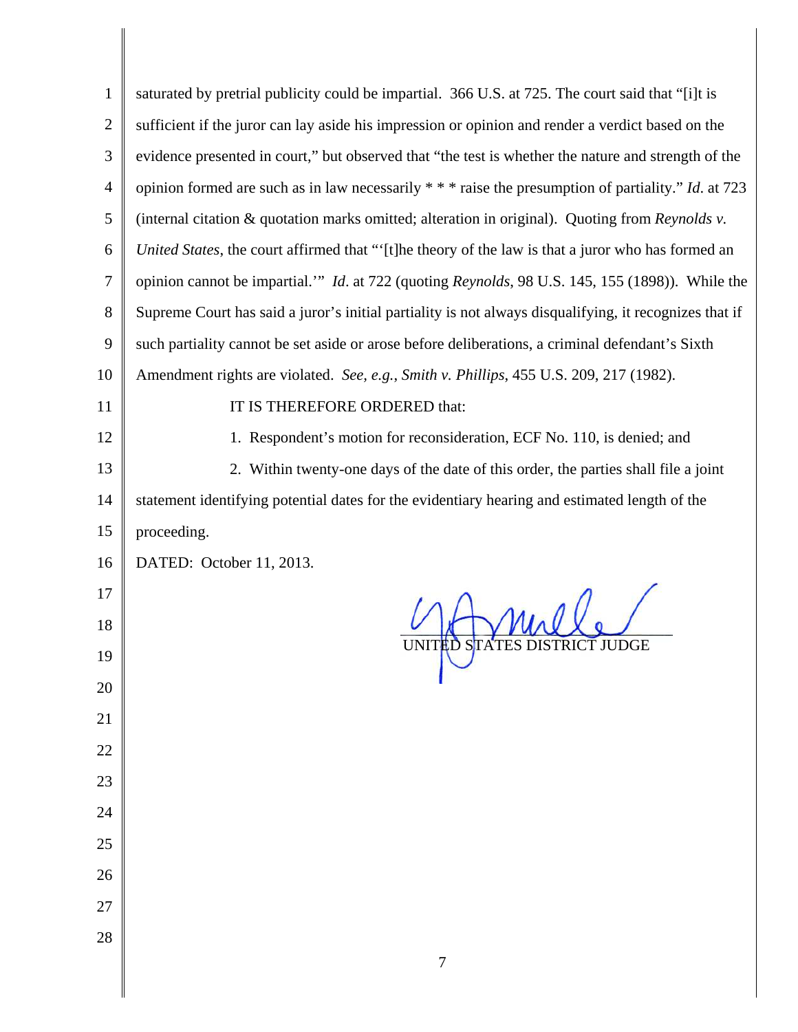saturated by pretrial publicity could be impartial. 366 U.S. at 725. The court said that "[i]t is sufficient if the juror can lay aside his impression or opinion and render a verdict based on the evidence presented in court," but observed that "the test is whether the nature and strength of the opinion formed are such as in law necessarily * * * raise the presumption of partiality." *Id*. at 723 (internal citation & quotation marks omitted; alteration in original). Quoting from *Reynolds v. United States*, the court affirmed that "'[t]he theory of the law is that a juror who has formed an opinion cannot be impartial.'" *Id*. at 722 (quoting *Reynolds*, 98 U.S. 145, 155 (1898)). While the Supreme Court has said a juror's initial partiality is not always disqualifying, it recognizes that if such partiality cannot be set aside or arose before deliberations, a criminal defendant's Sixth Amendment rights are violated. *See, e.g.*, *Smith v. Phillips*, 455 U.S. 209, 217 (1982).

IT IS THEREFORE ORDERED that:

1. Respondent's motion for reconsideration, ECF No. 110, is denied; and

2. Within twenty-one days of the date of this order, the parties shall file a joint statement identifying potential dates for the evidentiary hearing and estimated length of the proceeding.

DATED: October 11, 2013.

UNITED STATES DISTRICT JUDGE